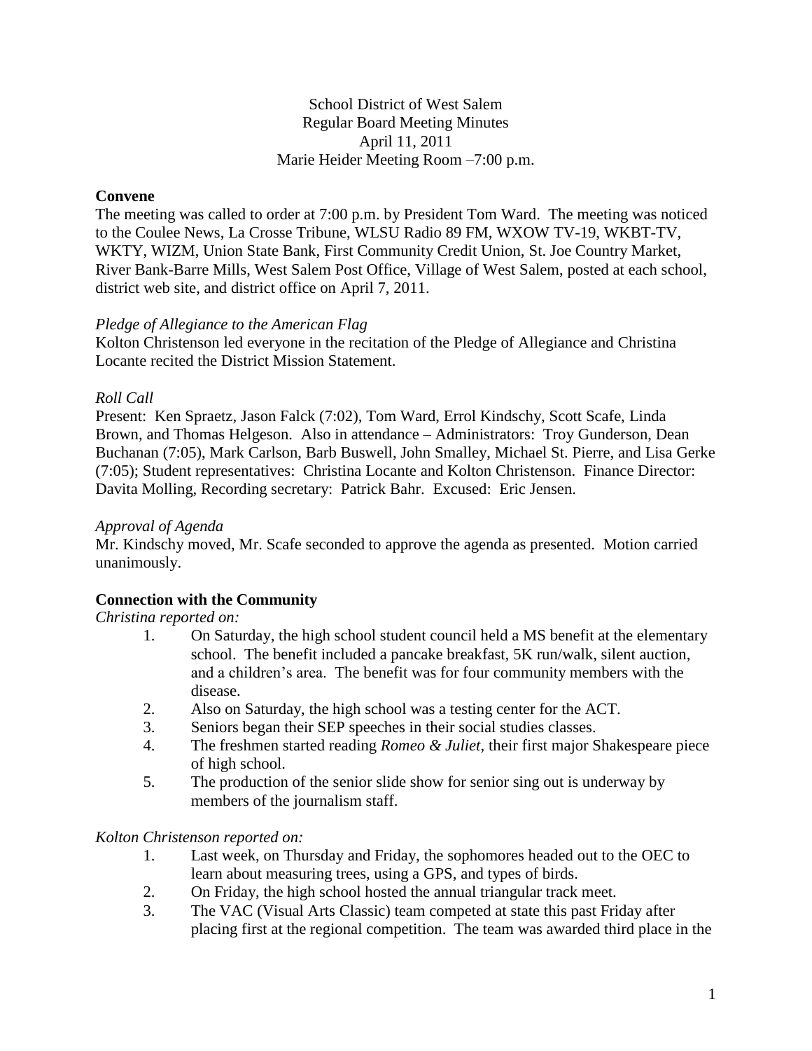School District of West Salem
Regular Board Meeting Minutes
April 11, 2011
Marie Heider Meeting Room –7:00 p.m.

## Convene

The meeting was called to order at 7:00 p.m. by President Tom Ward. The meeting was noticed to the Coulee News, La Crosse Tribune, WLSU Radio 89 FM, WXOW TV-19, WKBT-TV, WKTY, WIZM, Union State Bank, First Community Credit Union, St. Joe Country Market, River Bank-Barre Mills, West Salem Post Office, Village of West Salem, posted at each school, district web site, and district office on April 7, 2011.

*Pledge of Allegiance to the American Flag*

Kolton Christenson led everyone in the recitation of the Pledge of Allegiance and Christina Locante recited the District Mission Statement.

*Roll Call*

Present: Ken Spraetz, Jason Falck (7:02), Tom Ward, Errol Kindschy, Scott Scafe, Linda Brown, and Thomas Helgeson. Also in attendance – Administrators: Troy Gunderson, Dean Buchanan (7:05), Mark Carlson, Barb Buswell, John Smalley, Michael St. Pierre, and Lisa Gerke (7:05); Student representatives: Christina Locante and Kolton Christenson. Finance Director: Davita Molling, Recording secretary: Patrick Bahr. Excused: Eric Jensen.

*Approval of Agenda*

Mr. Kindschy moved, Mr. Scafe seconded to approve the agenda as presented. Motion carried unanimously.

## Connection with the Community

*Christina reported on:*

1. On Saturday, the high school student council held a MS benefit at the elementary school. The benefit included a pancake breakfast, 5K run/walk, silent auction, and a children's area. The benefit was for four community members with the disease.
2. Also on Saturday, the high school was a testing center for the ACT.
3. Seniors began their SEP speeches in their social studies classes.
4. The freshmen started reading *Romeo & Juliet*, their first major Shakespeare piece of high school.
5. The production of the senior slide show for senior sing out is underway by members of the journalism staff.

*Kolton Christenson reported on:*

1. Last week, on Thursday and Friday, the sophomores headed out to the OEC to learn about measuring trees, using a GPS, and types of birds.
2. On Friday, the high school hosted the annual triangular track meet.
3. The VAC (Visual Arts Classic) team competed at state this past Friday after placing first at the regional competition. The team was awarded third place in the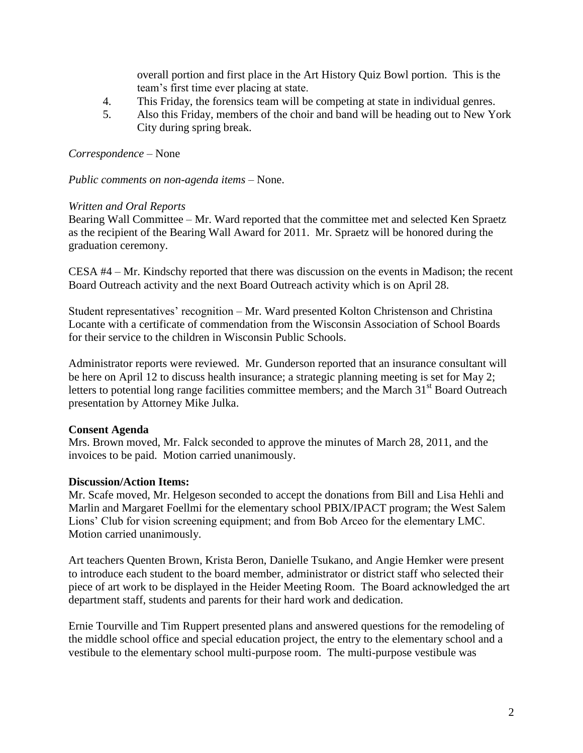overall portion and first place in the Art History Quiz Bowl portion. This is the team's first time ever placing at state.

4. This Friday, the forensics team will be competing at state in individual genres.
5. Also this Friday, members of the choir and band will be heading out to New York City during spring break.

*Correspondence* – None

*Public comments on non-agenda items* – None.

*Written and Oral Reports*

Bearing Wall Committee – Mr. Ward reported that the committee met and selected Ken Spraetz as the recipient of the Bearing Wall Award for 2011. Mr. Spraetz will be honored during the graduation ceremony.

CESA #4 – Mr. Kindschy reported that there was discussion on the events in Madison; the recent Board Outreach activity and the next Board Outreach activity which is on April 28.

Student representatives' recognition – Mr. Ward presented Kolton Christenson and Christina Locante with a certificate of commendation from the Wisconsin Association of School Boards for their service to the children in Wisconsin Public Schools.

Administrator reports were reviewed. Mr. Gunderson reported that an insurance consultant will be here on April 12 to discuss health insurance; a strategic planning meeting is set for May 2; letters to potential long range facilities committee members; and the March 31st Board Outreach presentation by Attorney Mike Julka.

**Consent Agenda**

Mrs. Brown moved, Mr. Falck seconded to approve the minutes of March 28, 2011, and the invoices to be paid. Motion carried unanimously.

**Discussion/Action Items:**

Mr. Scafe moved, Mr. Helgeson seconded to accept the donations from Bill and Lisa Hehli and Marlin and Margaret Foellmi for the elementary school PBIX/IPACT program; the West Salem Lions' Club for vision screening equipment; and from Bob Arceo for the elementary LMC. Motion carried unanimously.

Art teachers Quenten Brown, Krista Beron, Danielle Tsukano, and Angie Hemker were present to introduce each student to the board member, administrator or district staff who selected their piece of art work to be displayed in the Heider Meeting Room. The Board acknowledged the art department staff, students and parents for their hard work and dedication.

Ernie Tourville and Tim Ruppert presented plans and answered questions for the remodeling of the middle school office and special education project, the entry to the elementary school and a vestibule to the elementary school multi-purpose room. The multi-purpose vestibule was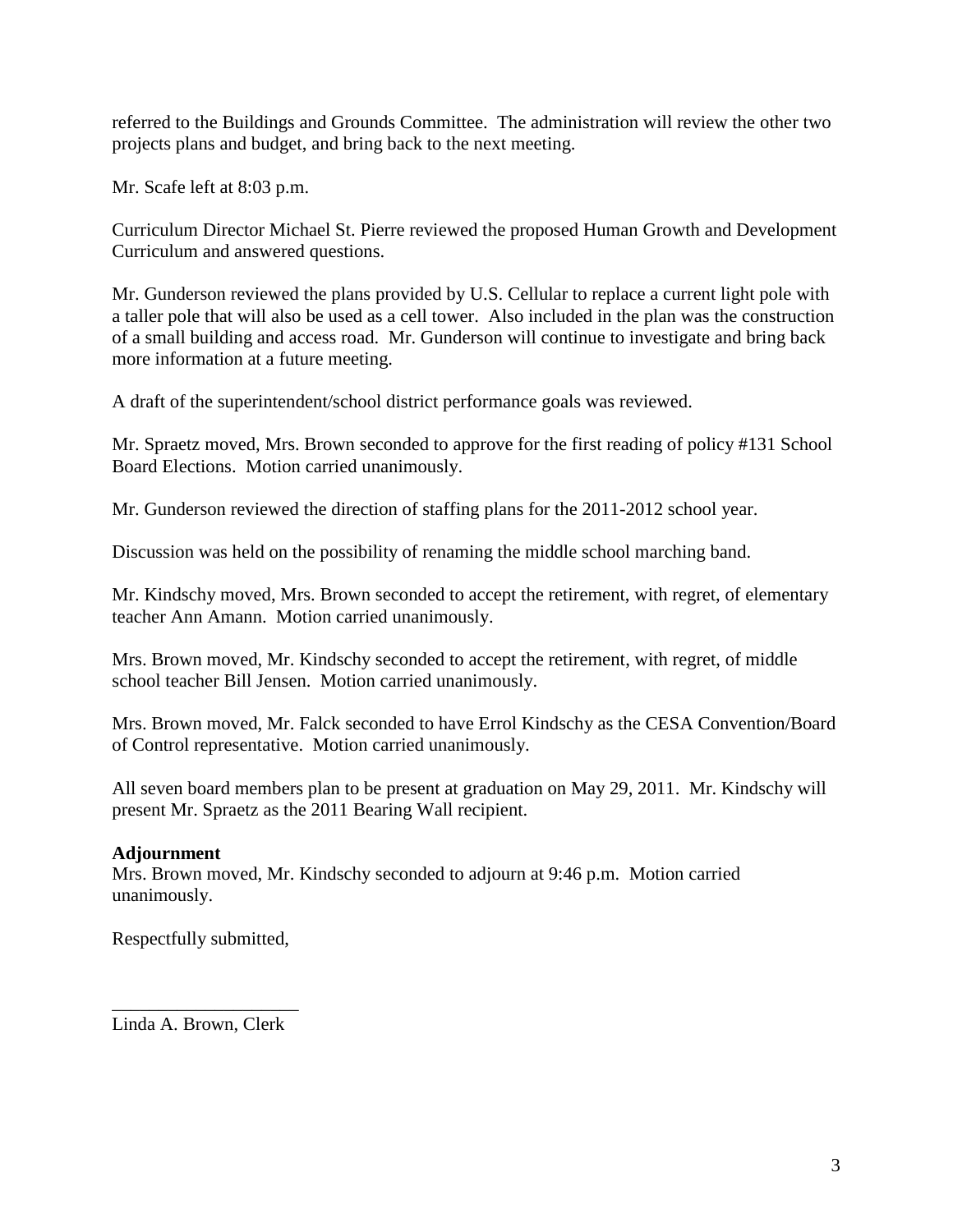referred to the Buildings and Grounds Committee. The administration will review the other two projects plans and budget, and bring back to the next meeting.

Mr. Scafe left at 8:03 p.m.

Curriculum Director Michael St. Pierre reviewed the proposed Human Growth and Development Curriculum and answered questions.

Mr. Gunderson reviewed the plans provided by U.S. Cellular to replace a current light pole with a taller pole that will also be used as a cell tower. Also included in the plan was the construction of a small building and access road. Mr. Gunderson will continue to investigate and bring back more information at a future meeting.

A draft of the superintendent/school district performance goals was reviewed.

Mr. Spraetz moved, Mrs. Brown seconded to approve for the first reading of policy #131 School Board Elections. Motion carried unanimously.

Mr. Gunderson reviewed the direction of staffing plans for the 2011-2012 school year.

Discussion was held on the possibility of renaming the middle school marching band.

Mr. Kindschy moved, Mrs. Brown seconded to accept the retirement, with regret, of elementary teacher Ann Amann. Motion carried unanimously.

Mrs. Brown moved, Mr. Kindschy seconded to accept the retirement, with regret, of middle school teacher Bill Jensen. Motion carried unanimously.

Mrs. Brown moved, Mr. Falck seconded to have Errol Kindschy as the CESA Convention/Board of Control representative. Motion carried unanimously.

All seven board members plan to be present at graduation on May 29, 2011. Mr. Kindschy will present Mr. Spraetz as the 2011 Bearing Wall recipient.

**Adjournment**

Mrs. Brown moved, Mr. Kindschy seconded to adjourn at 9:46 p.m. Motion carried unanimously.

Respectfully submitted,

____________________

Linda A. Brown, Clerk